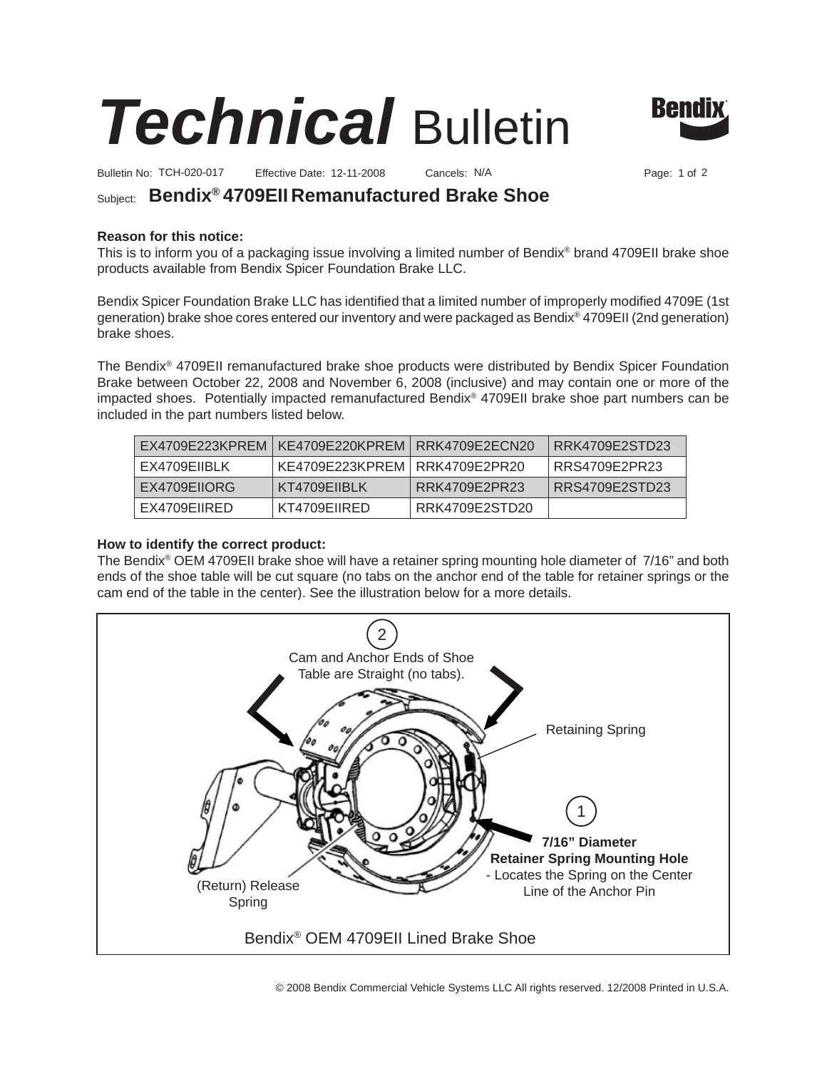# *Technical* Bulletin

Bulletin No: TCH-020-017 Effective Date: 12-11-2008 Cancels: N/A

Subject: **Bendix® 4709EII Remanufactured Brake Shoe**

**Reason for this notice:**
This is to inform you of a packaging issue involving a limited number of Bendix® brand 4709EII brake shoe products available from Bendix Spicer Foundation Brake LLC.

Bendix Spicer Foundation Brake LLC has identified that a limited number of improperly modified 4709E (1st generation) brake shoe cores entered our inventory and were packaged as Bendix® 4709EII (2nd generation) brake shoes.

The Bendix® 4709EII remanufactured brake shoe products were distributed by Bendix Spicer Foundation Brake between October 22, 2008 and November 6, 2008 (inclusive) and may contain one or more of the impacted shoes. Potentially impacted remanufactured Bendix® 4709EII brake shoe part numbers can be included in the part numbers listed below.

| | | | |
|---|---|---|---|
| EX4709E223KPREM | KE4709E220KPREM | RRK4709E2ECN20 | RRK4709E2STD23 |
| EX4709EIIBLK | KE4709E223KPREM | RRK4709E2PR20 | RRS4709E2PR23 |
| EX4709EIIORG | KT4709EIIBLK | RRK4709E2PR23 | RRS4709E2STD23 |
| EX4709EIIRED | KT4709EIIRED | RRK4709E2STD20 | |

**How to identify the correct product:**
The Bendix® OEM 4709EII brake shoe will have a retainer spring mounting hole diameter of 7/16" and both ends of the shoe table will be cut square (no tabs on the anchor end of the table for retainer springs or the cam end of the table in the center). See the illustration below for a more details.

2 Cam and Anchor Ends of Shoe Table are Straight (no tabs).

Retaining Spring

1 **7/16" Diameter Retainer Spring Mounting Hole** - Locates the Spring on the Center Line of the Anchor Pin

(Return) Release Spring

Bendix® OEM 4709EII Lined Brake Shoe

© 2008 Bendix Commercial Vehicle Systems LLC All rights reserved. 12/2008 Printed in U.S.A.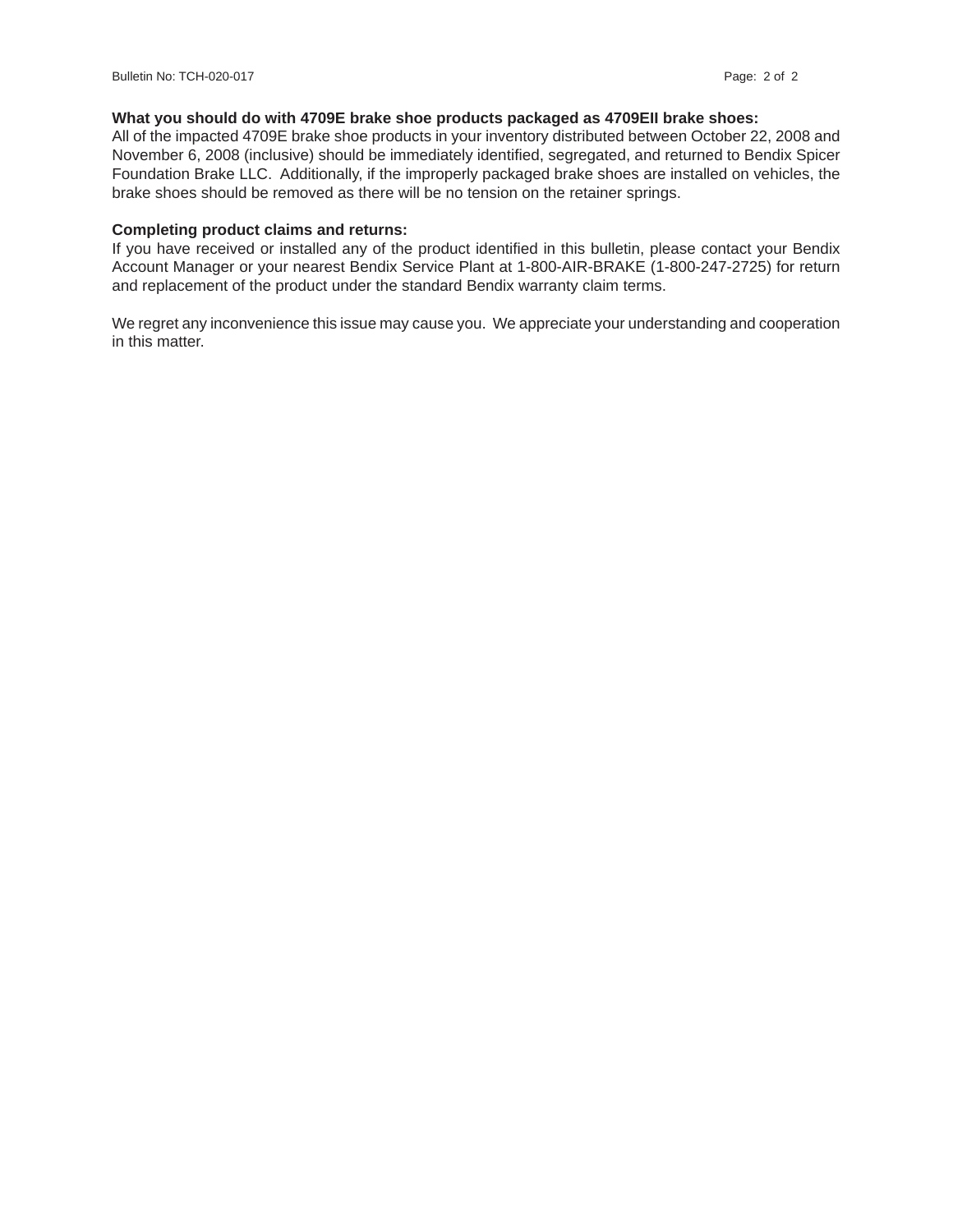**What you should do with 4709E brake shoe products packaged as 4709EII brake shoes:**

All of the impacted 4709E brake shoe products in your inventory distributed between October 22, 2008 and November 6, 2008 (inclusive) should be immediately identified, segregated, and returned to Bendix Spicer Foundation Brake LLC. Additionally, if the improperly packaged brake shoes are installed on vehicles, the brake shoes should be removed as there will be no tension on the retainer springs.

**Completing product claims and returns:**

If you have received or installed any of the product identified in this bulletin, please contact your Bendix Account Manager or your nearest Bendix Service Plant at 1-800-AIR-BRAKE (1-800-247-2725) for return and replacement of the product under the standard Bendix warranty claim terms.

We regret any inconvenience this issue may cause you. We appreciate your understanding and cooperation in this matter.